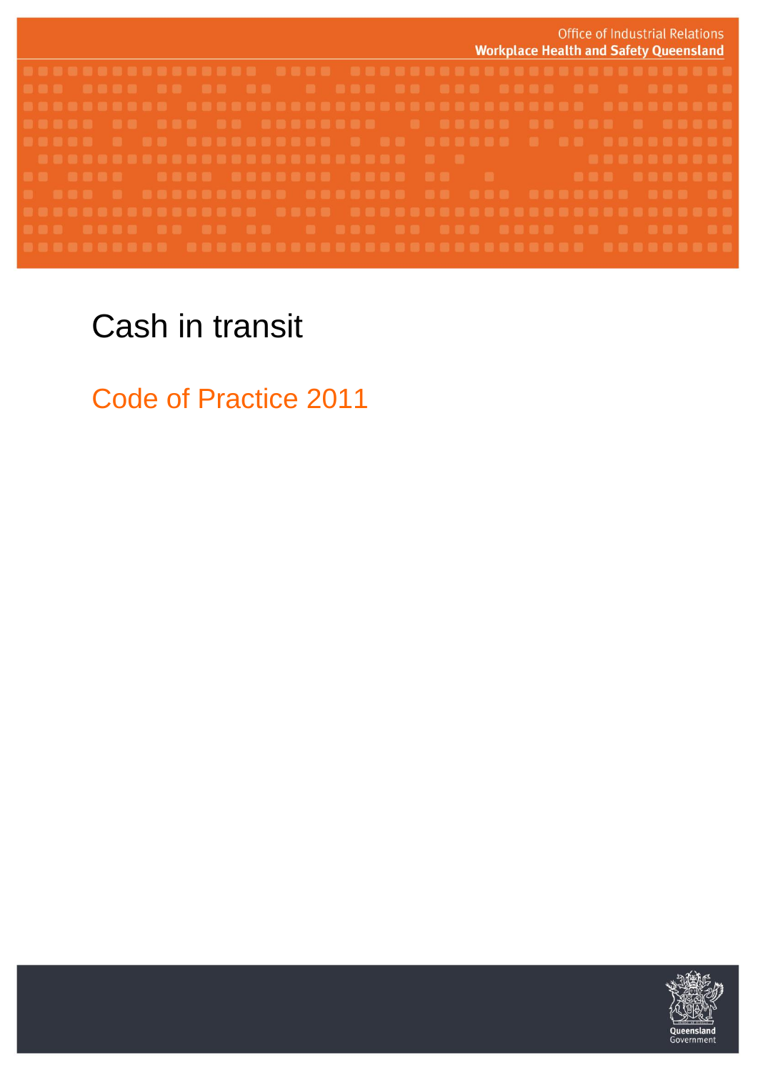Office of Industrial Relations
**Workplace Health and Safety Queensland**

# Cash in transit

## Code of Practice 2011

Queensland Government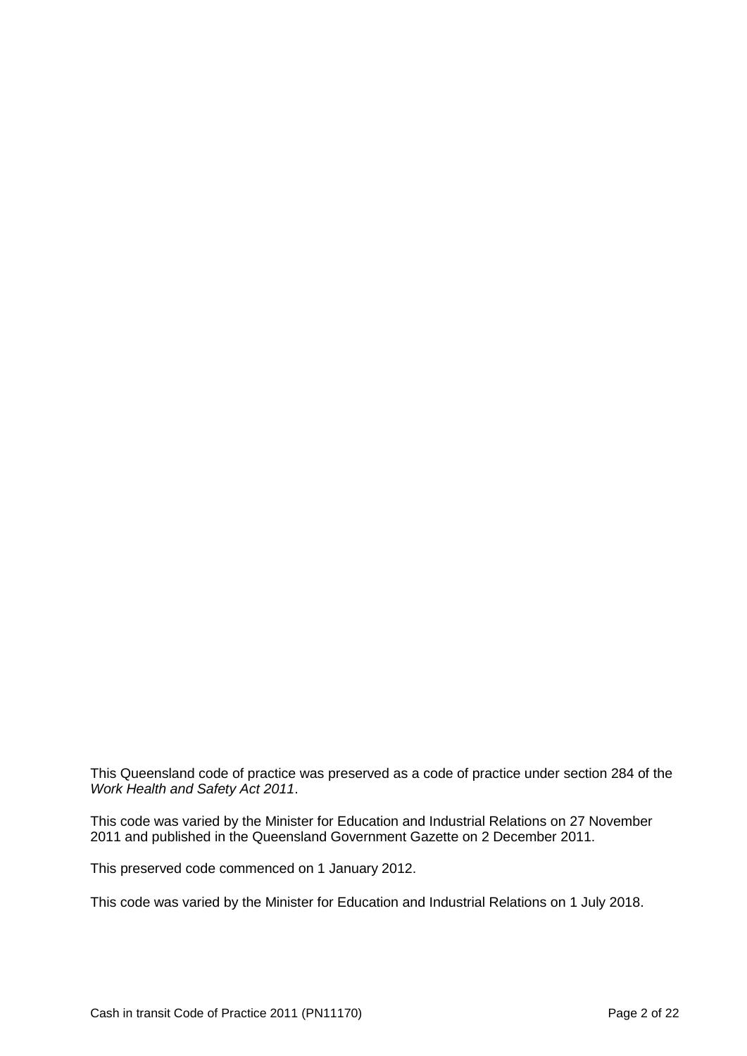This Queensland code of practice was preserved as a code of practice under section 284 of the *Work Health and Safety Act 2011*.

This code was varied by the Minister for Education and Industrial Relations on 27 November 2011 and published in the Queensland Government Gazette on 2 December 2011.

This preserved code commenced on 1 January 2012.

This code was varied by the Minister for Education and Industrial Relations on 1 July 2018.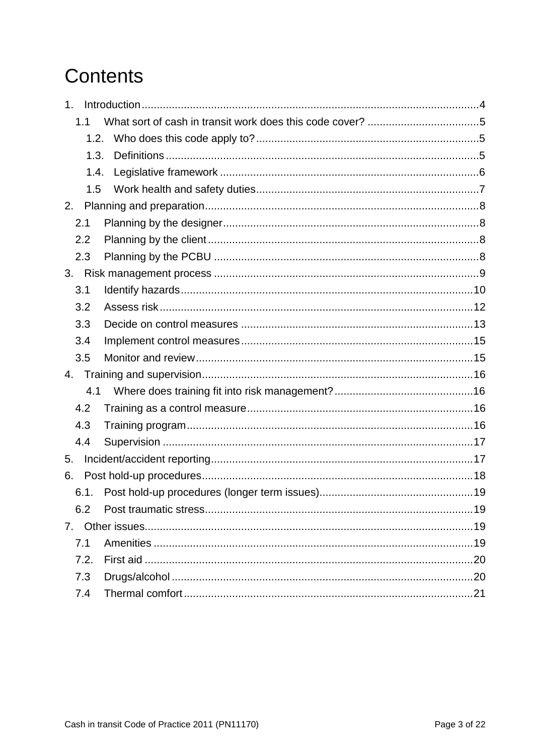# Contents

1. Introduction ... 4
   - 1.1 What sort of cash in transit work does this code cover? ... 5
     - 1.2. Who does this code apply to? ... 5
     - 1.3. Definitions ... 5
     - 1.4. Legislative framework ... 6
     - 1.5 Work health and safety duties ... 7
2. Planning and preparation ... 8
   - 2.1 Planning by the designer ... 8
   - 2.2 Planning by the client ... 8
   - 2.3 Planning by the PCBU ... 8
3. Risk management process ... 9
   - 3.1 Identify hazards ... 10
   - 3.2 Assess risk ... 12
   - 3.3 Decide on control measures ... 13
   - 3.4 Implement control measures ... 15
   - 3.5 Monitor and review ... 15
4. Training and supervision ... 16
   - 4.1 Where does training fit into risk management? ... 16
   - 4.2 Training as a control measure ... 16
   - 4.3 Training program ... 16
   - 4.4 Supervision ... 17
5. Incident/accident reporting ... 17
6. Post hold-up procedures ... 18
   - 6.1. Post hold-up procedures (longer term issues) ... 19
   - 6.2 Post traumatic stress ... 19
7. Other issues ... 19
   - 7.1 Amenities ... 19
   - 7.2. First aid ... 20
   - 7.3 Drugs/alcohol ... 20
   - 7.4 Thermal comfort ... 21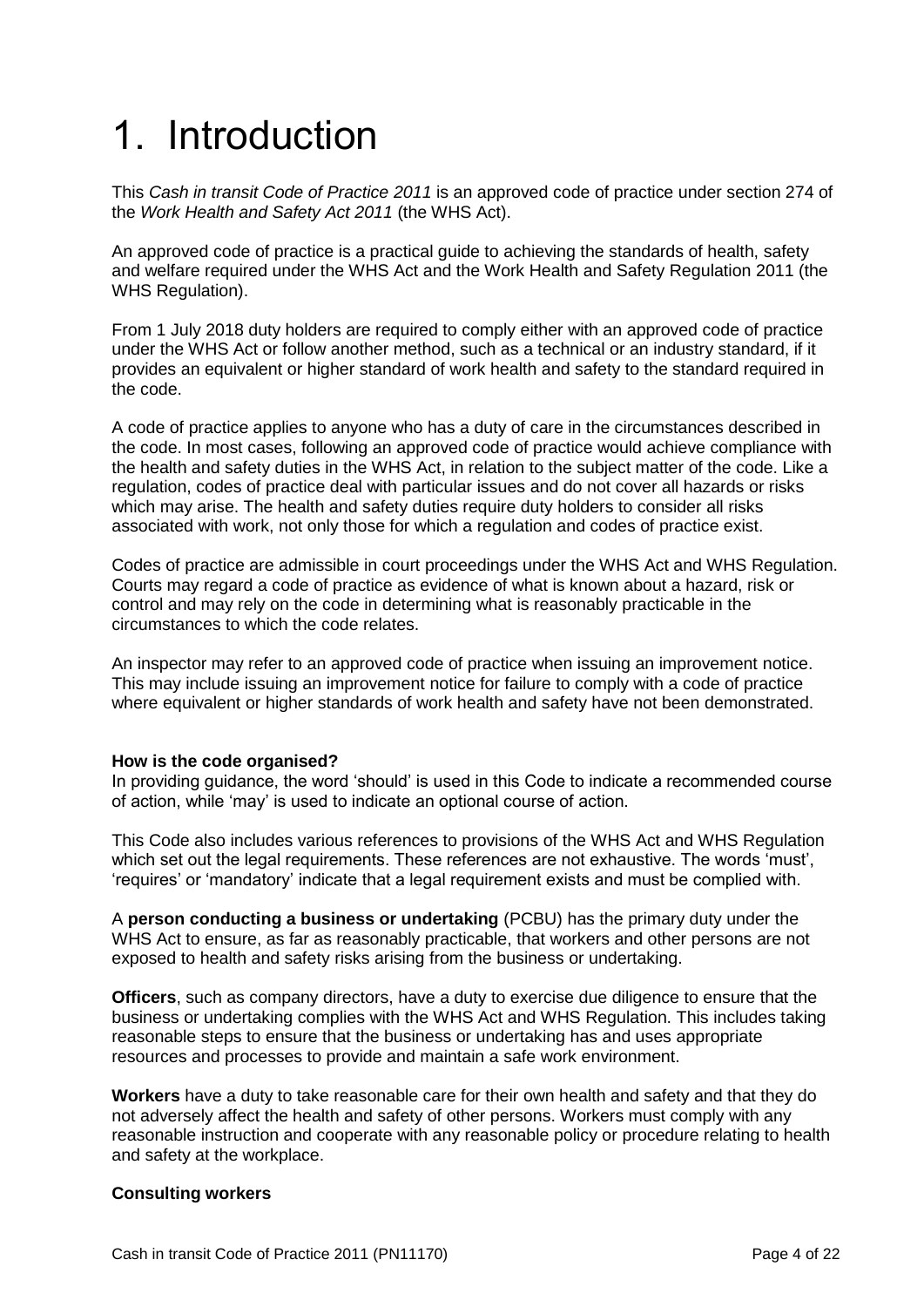# 1. Introduction

This *Cash in transit Code of Practice 2011* is an approved code of practice under section 274 of the *Work Health and Safety Act 2011* (the WHS Act).

An approved code of practice is a practical guide to achieving the standards of health, safety and welfare required under the WHS Act and the Work Health and Safety Regulation 2011 (the WHS Regulation).

From 1 July 2018 duty holders are required to comply either with an approved code of practice under the WHS Act or follow another method, such as a technical or an industry standard, if it provides an equivalent or higher standard of work health and safety to the standard required in the code.

A code of practice applies to anyone who has a duty of care in the circumstances described in the code. In most cases, following an approved code of practice would achieve compliance with the health and safety duties in the WHS Act, in relation to the subject matter of the code. Like a regulation, codes of practice deal with particular issues and do not cover all hazards or risks which may arise. The health and safety duties require duty holders to consider all risks associated with work, not only those for which a regulation and codes of practice exist.

Codes of practice are admissible in court proceedings under the WHS Act and WHS Regulation. Courts may regard a code of practice as evidence of what is known about a hazard, risk or control and may rely on the code in determining what is reasonably practicable in the circumstances to which the code relates.

An inspector may refer to an approved code of practice when issuing an improvement notice. This may include issuing an improvement notice for failure to comply with a code of practice where equivalent or higher standards of work health and safety have not been demonstrated.

**How is the code organised?**

In providing guidance, the word 'should' is used in this Code to indicate a recommended course of action, while 'may' is used to indicate an optional course of action.

This Code also includes various references to provisions of the WHS Act and WHS Regulation which set out the legal requirements. These references are not exhaustive. The words 'must', 'requires' or 'mandatory' indicate that a legal requirement exists and must be complied with.

A **person conducting a business or undertaking** (PCBU) has the primary duty under the WHS Act to ensure, as far as reasonably practicable, that workers and other persons are not exposed to health and safety risks arising from the business or undertaking.

**Officers**, such as company directors, have a duty to exercise due diligence to ensure that the business or undertaking complies with the WHS Act and WHS Regulation. This includes taking reasonable steps to ensure that the business or undertaking has and uses appropriate resources and processes to provide and maintain a safe work environment.

**Workers** have a duty to take reasonable care for their own health and safety and that they do not adversely affect the health and safety of other persons. Workers must comply with any reasonable instruction and cooperate with any reasonable policy or procedure relating to health and safety at the workplace.

**Consulting workers**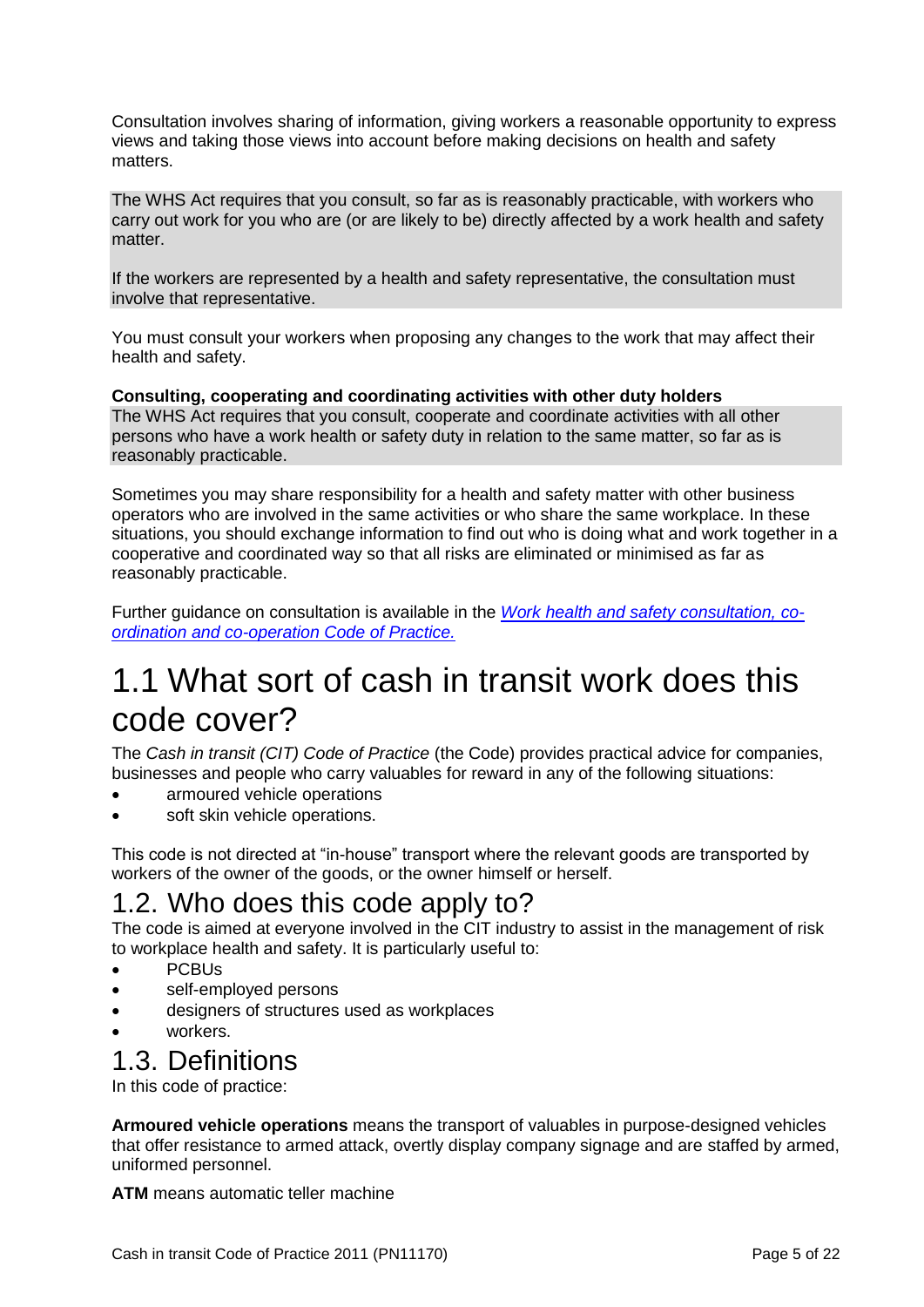Consultation involves sharing of information, giving workers a reasonable opportunity to express views and taking those views into account before making decisions on health and safety matters.

The WHS Act requires that you consult, so far as is reasonably practicable, with workers who carry out work for you who are (or are likely to be) directly affected by a work health and safety matter.

If the workers are represented by a health and safety representative, the consultation must involve that representative.

You must consult your workers when proposing any changes to the work that may affect their health and safety.

**Consulting, cooperating and coordinating activities with other duty holders**

The WHS Act requires that you consult, cooperate and coordinate activities with all other persons who have a work health or safety duty in relation to the same matter, so far as is reasonably practicable.

Sometimes you may share responsibility for a health and safety matter with other business operators who are involved in the same activities or who share the same workplace. In these situations, you should exchange information to find out who is doing what and work together in a cooperative and coordinated way so that all risks are eliminated or minimised as far as reasonably practicable.

Further guidance on consultation is available in the *Work health and safety consultation, co-ordination and co-operation Code of Practice.*

# 1.1 What sort of cash in transit work does this code cover?

The *Cash in transit (CIT) Code of Practice* (the Code) provides practical advice for companies, businesses and people who carry valuables for reward in any of the following situations:

- armoured vehicle operations
- soft skin vehicle operations.

This code is not directed at "in-house" transport where the relevant goods are transported by workers of the owner of the goods, or the owner himself or herself.

## 1.2. Who does this code apply to?

The code is aimed at everyone involved in the CIT industry to assist in the management of risk to workplace health and safety. It is particularly useful to:

- PCBUs
- self-employed persons
- designers of structures used as workplaces
- workers.

## 1.3. Definitions

In this code of practice:

**Armoured vehicle operations** means the transport of valuables in purpose-designed vehicles that offer resistance to armed attack, overtly display company signage and are staffed by armed, uniformed personnel.

**ATM** means automatic teller machine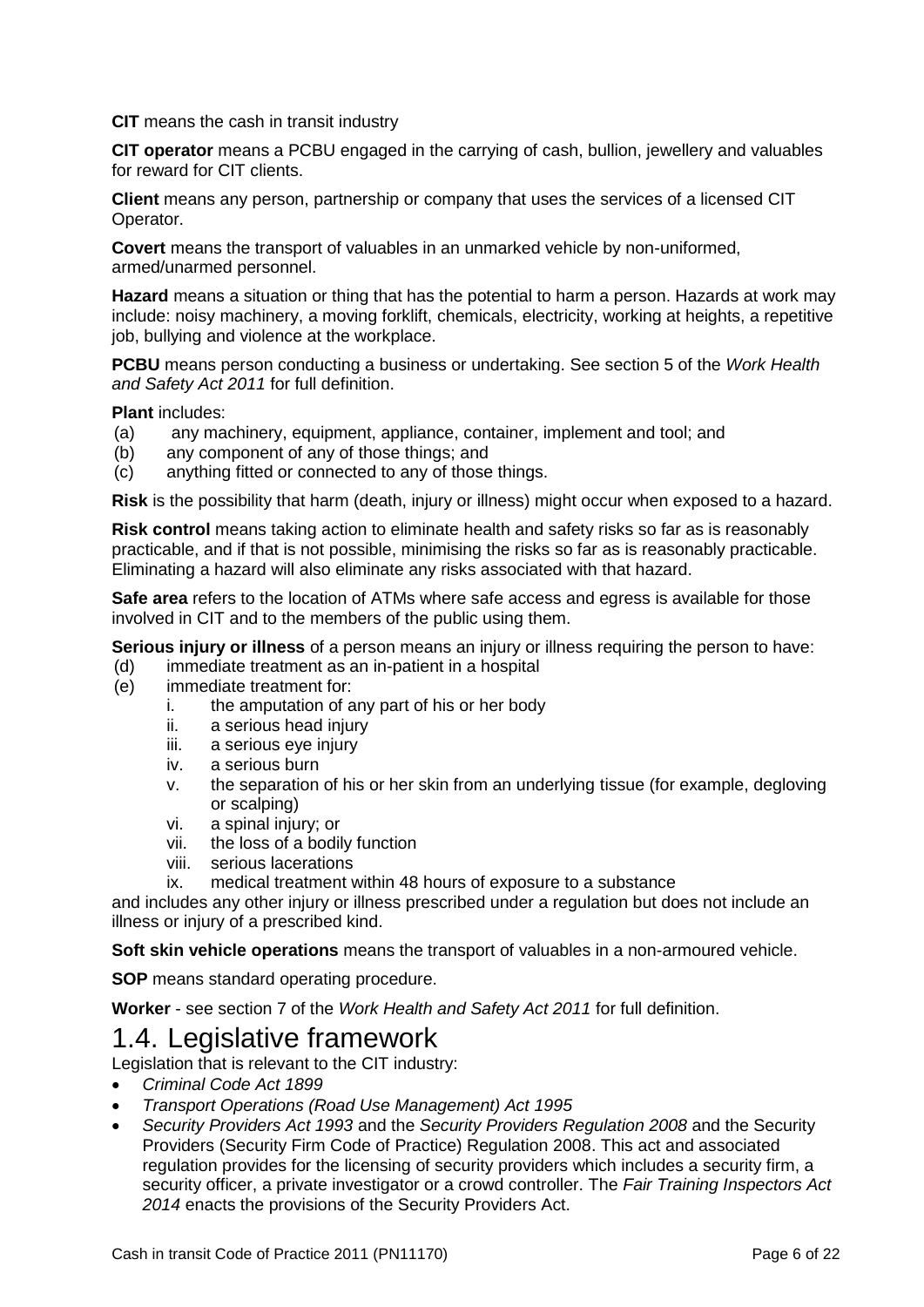**CIT** means the cash in transit industry

**CIT operator** means a PCBU engaged in the carrying of cash, bullion, jewellery and valuables for reward for CIT clients.

**Client** means any person, partnership or company that uses the services of a licensed CIT Operator.

**Covert** means the transport of valuables in an unmarked vehicle by non-uniformed, armed/unarmed personnel.

**Hazard** means a situation or thing that has the potential to harm a person. Hazards at work may include: noisy machinery, a moving forklift, chemicals, electricity, working at heights, a repetitive job, bullying and violence at the workplace.

**PCBU** means person conducting a business or undertaking. See section 5 of the *Work Health and Safety Act 2011* for full definition.

**Plant** includes:

(a) any machinery, equipment, appliance, container, implement and tool; and
(b) any component of any of those things; and
(c) anything fitted or connected to any of those things.

**Risk** is the possibility that harm (death, injury or illness) might occur when exposed to a hazard.

**Risk control** means taking action to eliminate health and safety risks so far as is reasonably practicable, and if that is not possible, minimising the risks so far as is reasonably practicable. Eliminating a hazard will also eliminate any risks associated with that hazard.

**Safe area** refers to the location of ATMs where safe access and egress is available for those involved in CIT and to the members of the public using them.

**Serious injury or illness** of a person means an injury or illness requiring the person to have:

(d) immediate treatment as an in-patient in a hospital
(e) immediate treatment for:
  i. the amputation of any part of his or her body
  ii. a serious head injury
  iii. a serious eye injury
  iv. a serious burn
  v. the separation of his or her skin from an underlying tissue (for example, degloving or scalping)
  vi. a spinal injury; or
  vii. the loss of a bodily function
  viii. serious lacerations
  ix. medical treatment within 48 hours of exposure to a substance

and includes any other injury or illness prescribed under a regulation but does not include an illness or injury of a prescribed kind.

**Soft skin vehicle operations** means the transport of valuables in a non-armoured vehicle.

**SOP** means standard operating procedure.

**Worker** - see section 7 of the *Work Health and Safety Act 2011* for full definition.

## 1.4. Legislative framework

Legislation that is relevant to the CIT industry:

- *Criminal Code Act 1899*
- *Transport Operations (Road Use Management) Act 1995*
- *Security Providers Act 1993* and the *Security Providers Regulation 2008* and the Security Providers (Security Firm Code of Practice) Regulation 2008. This act and associated regulation provides for the licensing of security providers which includes a security firm, a security officer, a private investigator or a crowd controller. The *Fair Training Inspectors Act 2014* enacts the provisions of the Security Providers Act.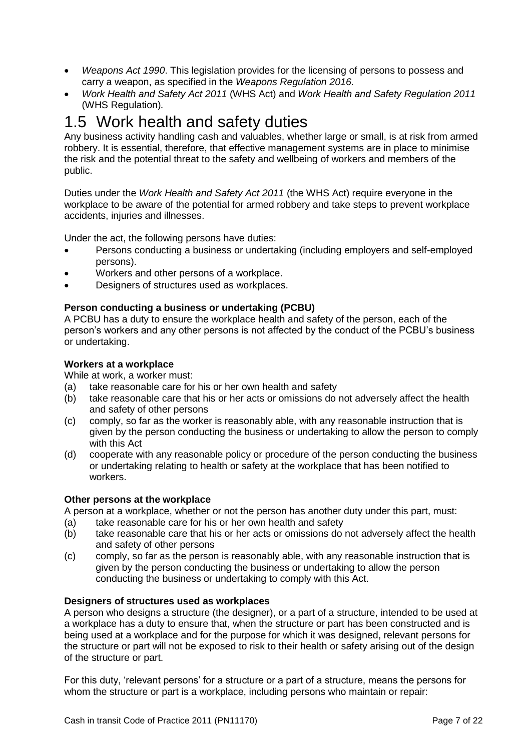- *Weapons Act 1990*. This legislation provides for the licensing of persons to possess and carry a weapon, as specified in the *Weapons Regulation 2016.*
- *Work Health and Safety Act 2011* (WHS Act) and *Work Health and Safety Regulation 2011* (WHS Regulation)*.*

# 1.5 Work health and safety duties

Any business activity handling cash and valuables, whether large or small, is at risk from armed robbery. It is essential, therefore, that effective management systems are in place to minimise the risk and the potential threat to the safety and wellbeing of workers and members of the public.

Duties under the *Work Health and Safety Act 2011* (the WHS Act) require everyone in the workplace to be aware of the potential for armed robbery and take steps to prevent workplace accidents, injuries and illnesses.

Under the act, the following persons have duties:

- Persons conducting a business or undertaking (including employers and self-employed persons).
- Workers and other persons of a workplace.
- Designers of structures used as workplaces.

**Person conducting a business or undertaking (PCBU)**

A PCBU has a duty to ensure the workplace health and safety of the person, each of the person's workers and any other persons is not affected by the conduct of the PCBU's business or undertaking.

**Workers at a workplace**

While at work, a worker must:

(a) take reasonable care for his or her own health and safety

(b) take reasonable care that his or her acts or omissions do not adversely affect the health and safety of other persons

(c) comply, so far as the worker is reasonably able, with any reasonable instruction that is given by the person conducting the business or undertaking to allow the person to comply with this Act

(d) cooperate with any reasonable policy or procedure of the person conducting the business or undertaking relating to health or safety at the workplace that has been notified to workers.

**Other persons at the workplace**

A person at a workplace, whether or not the person has another duty under this part, must:

(a) take reasonable care for his or her own health and safety

(b) take reasonable care that his or her acts or omissions do not adversely affect the health and safety of other persons

(c) comply, so far as the person is reasonably able, with any reasonable instruction that is given by the person conducting the business or undertaking to allow the person conducting the business or undertaking to comply with this Act.

**Designers of structures used as workplaces**

A person who designs a structure (the designer), or a part of a structure, intended to be used at a workplace has a duty to ensure that, when the structure or part has been constructed and is being used at a workplace and for the purpose for which it was designed, relevant persons for the structure or part will not be exposed to risk to their health or safety arising out of the design of the structure or part.

For this duty, 'relevant persons' for a structure or a part of a structure, means the persons for whom the structure or part is a workplace, including persons who maintain or repair: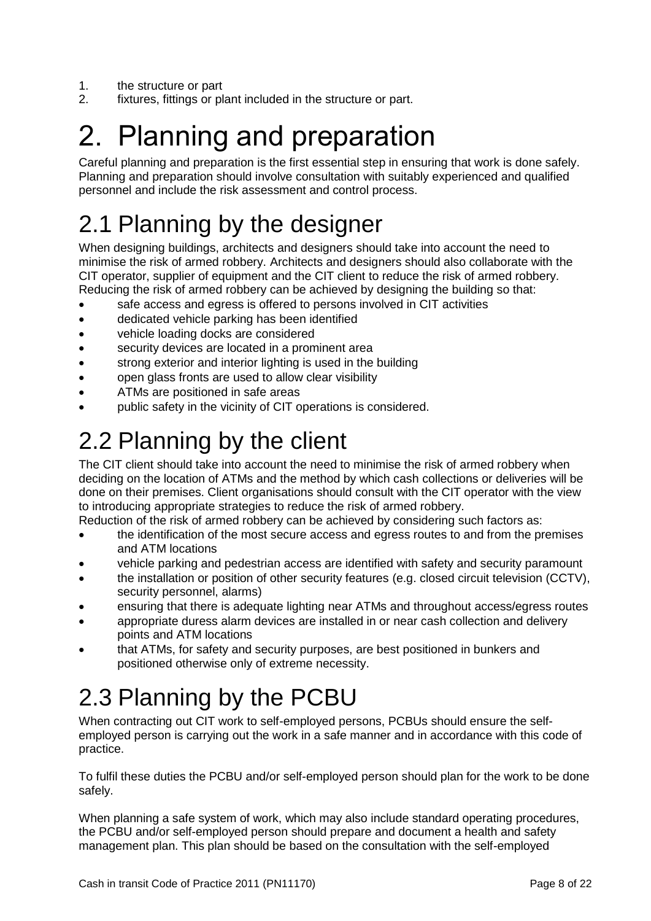1. the structure or part
2. fixtures, fittings or plant included in the structure or part.

# 2. Planning and preparation

Careful planning and preparation is the first essential step in ensuring that work is done safely. Planning and preparation should involve consultation with suitably experienced and qualified personnel and include the risk assessment and control process.

## 2.1 Planning by the designer

When designing buildings, architects and designers should take into account the need to minimise the risk of armed robbery. Architects and designers should also collaborate with the CIT operator, supplier of equipment and the CIT client to reduce the risk of armed robbery. Reducing the risk of armed robbery can be achieved by designing the building so that:

- safe access and egress is offered to persons involved in CIT activities
- dedicated vehicle parking has been identified
- vehicle loading docks are considered
- security devices are located in a prominent area
- strong exterior and interior lighting is used in the building
- open glass fronts are used to allow clear visibility
- ATMs are positioned in safe areas
- public safety in the vicinity of CIT operations is considered.

## 2.2 Planning by the client

The CIT client should take into account the need to minimise the risk of armed robbery when deciding on the location of ATMs and the method by which cash collections or deliveries will be done on their premises. Client organisations should consult with the CIT operator with the view to introducing appropriate strategies to reduce the risk of armed robbery.

Reduction of the risk of armed robbery can be achieved by considering such factors as:

- the identification of the most secure access and egress routes to and from the premises and ATM locations
- vehicle parking and pedestrian access are identified with safety and security paramount
- the installation or position of other security features (e.g. closed circuit television (CCTV), security personnel, alarms)
- ensuring that there is adequate lighting near ATMs and throughout access/egress routes
- appropriate duress alarm devices are installed in or near cash collection and delivery points and ATM locations
- that ATMs, for safety and security purposes, are best positioned in bunkers and positioned otherwise only of extreme necessity.

## 2.3 Planning by the PCBU

When contracting out CIT work to self-employed persons, PCBUs should ensure the self-employed person is carrying out the work in a safe manner and in accordance with this code of practice.

To fulfil these duties the PCBU and/or self-employed person should plan for the work to be done safely.

When planning a safe system of work, which may also include standard operating procedures, the PCBU and/or self-employed person should prepare and document a health and safety management plan. This plan should be based on the consultation with the self-employed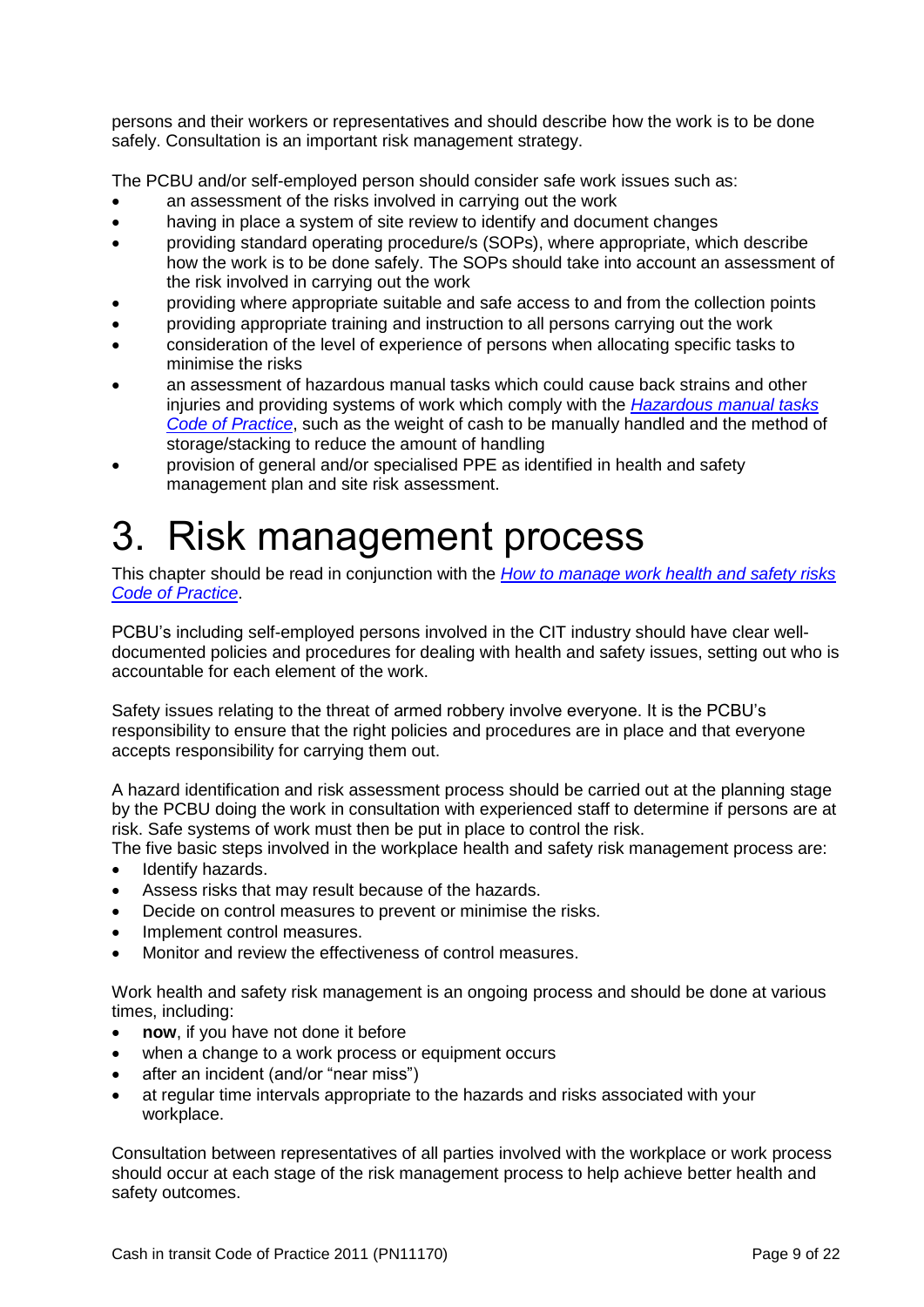persons and their workers or representatives and should describe how the work is to be done safely. Consultation is an important risk management strategy.

The PCBU and/or self-employed person should consider safe work issues such as:

- an assessment of the risks involved in carrying out the work
- having in place a system of site review to identify and document changes
- providing standard operating procedure/s (SOPs), where appropriate, which describe how the work is to be done safely. The SOPs should take into account an assessment of the risk involved in carrying out the work
- providing where appropriate suitable and safe access to and from the collection points
- providing appropriate training and instruction to all persons carrying out the work
- consideration of the level of experience of persons when allocating specific tasks to minimise the risks
- an assessment of hazardous manual tasks which could cause back strains and other injuries and providing systems of work which comply with the *Hazardous manual tasks Code of Practice*, such as the weight of cash to be manually handled and the method of storage/stacking to reduce the amount of handling
- provision of general and/or specialised PPE as identified in health and safety management plan and site risk assessment.

# 3. Risk management process

This chapter should be read in conjunction with the *How to manage work health and safety risks Code of Practice*.

PCBU's including self-employed persons involved in the CIT industry should have clear well-documented policies and procedures for dealing with health and safety issues, setting out who is accountable for each element of the work.

Safety issues relating to the threat of armed robbery involve everyone. It is the PCBU's responsibility to ensure that the right policies and procedures are in place and that everyone accepts responsibility for carrying them out.

A hazard identification and risk assessment process should be carried out at the planning stage by the PCBU doing the work in consultation with experienced staff to determine if persons are at risk. Safe systems of work must then be put in place to control the risk.
The five basic steps involved in the workplace health and safety risk management process are:

- Identify hazards.
- Assess risks that may result because of the hazards.
- Decide on control measures to prevent or minimise the risks.
- Implement control measures.
- Monitor and review the effectiveness of control measures.

Work health and safety risk management is an ongoing process and should be done at various times, including:

- **now**, if you have not done it before
- when a change to a work process or equipment occurs
- after an incident (and/or "near miss")
- at regular time intervals appropriate to the hazards and risks associated with your workplace.

Consultation between representatives of all parties involved with the workplace or work process should occur at each stage of the risk management process to help achieve better health and safety outcomes.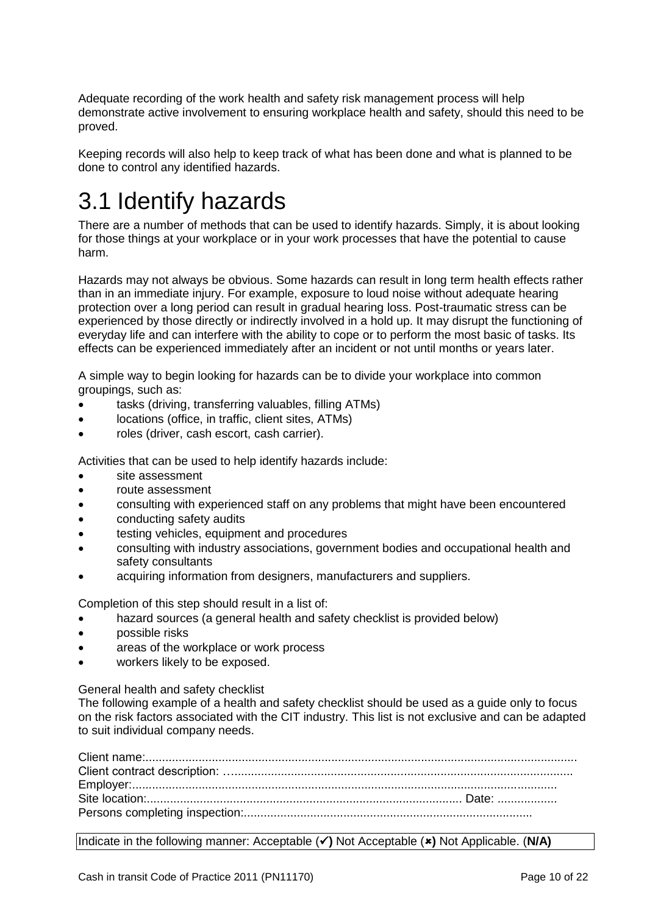Adequate recording of the work health and safety risk management process will help demonstrate active involvement to ensuring workplace health and safety, should this need to be proved.

Keeping records will also help to keep track of what has been done and what is planned to be done to control any identified hazards.

# 3.1 Identify hazards

There are a number of methods that can be used to identify hazards. Simply, it is about looking for those things at your workplace or in your work processes that have the potential to cause harm.

Hazards may not always be obvious. Some hazards can result in long term health effects rather than in an immediate injury. For example, exposure to loud noise without adequate hearing protection over a long period can result in gradual hearing loss. Post-traumatic stress can be experienced by those directly or indirectly involved in a hold up. It may disrupt the functioning of everyday life and can interfere with the ability to cope or to perform the most basic of tasks. Its effects can be experienced immediately after an incident or not until months or years later.

A simple way to begin looking for hazards can be to divide your workplace into common groupings, such as:

- tasks (driving, transferring valuables, filling ATMs)
- locations (office, in traffic, client sites, ATMs)
- roles (driver, cash escort, cash carrier).

Activities that can be used to help identify hazards include:

- site assessment
- route assessment
- consulting with experienced staff on any problems that might have been encountered
- conducting safety audits
- testing vehicles, equipment and procedures
- consulting with industry associations, government bodies and occupational health and safety consultants
- acquiring information from designers, manufacturers and suppliers.

Completion of this step should result in a list of:

- hazard sources (a general health and safety checklist is provided below)
- possible risks
- areas of the workplace or work process
- workers likely to be exposed.

General health and safety checklist

The following example of a health and safety checklist should be used as a guide only to focus on the risk factors associated with the CIT industry. This list is not exclusive and can be adapted to suit individual company needs.

Client name:..................................................................................................................................
Client contract description: …......................................................................................................
Employer:.......................................................................................................................................
Site location:.............................................................................................. Date: ..................
Persons completing inspection:.......................................................................................

| Indicate in the following manner: Acceptable (✓) Not Acceptable (✖) Not Applicable. (**N/A**) |
|---|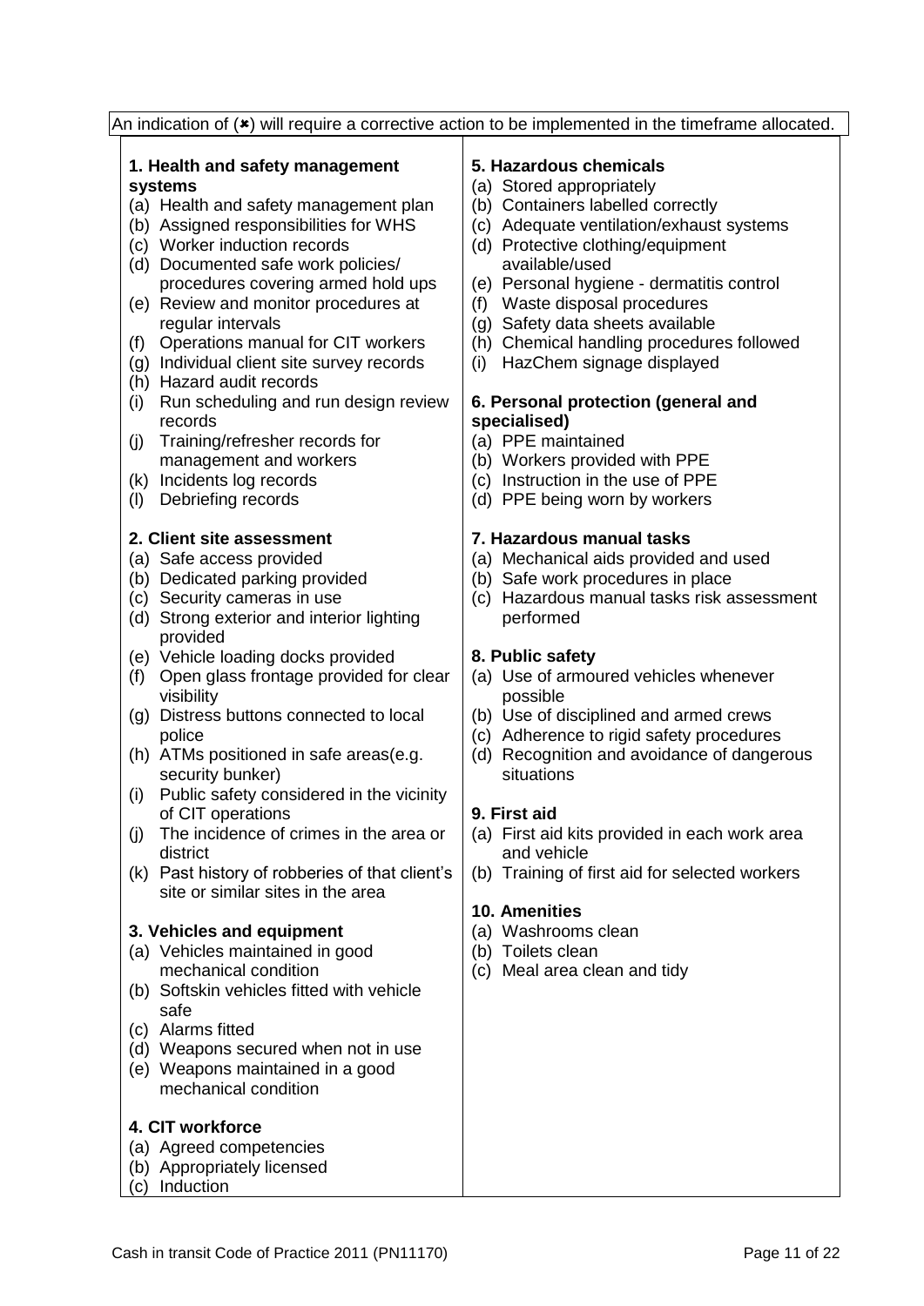An indication of (✖) will require a corrective action to be implemented in the timeframe allocated.

**1. Health and safety management systems**

(a) Health and safety management plan
(b) Assigned responsibilities for WHS
(c) Worker induction records
(d) Documented safe work policies/ procedures covering armed hold ups
(e) Review and monitor procedures at regular intervals
(f) Operations manual for CIT workers
(g) Individual client site survey records
(h) Hazard audit records
(i) Run scheduling and run design review records
(j) Training/refresher records for management and workers
(k) Incidents log records
(l) Debriefing records

**2. Client site assessment**

(a) Safe access provided
(b) Dedicated parking provided
(c) Security cameras in use
(d) Strong exterior and interior lighting provided
(e) Vehicle loading docks provided
(f) Open glass frontage provided for clear visibility
(g) Distress buttons connected to local police
(h) ATMs positioned in safe areas(e.g. security bunker)
(i) Public safety considered in the vicinity of CIT operations
(j) The incidence of crimes in the area or district
(k) Past history of robberies of that client's site or similar sites in the area

**3. Vehicles and equipment**

(a) Vehicles maintained in good mechanical condition
(b) Softskin vehicles fitted with vehicle safe
(c) Alarms fitted
(d) Weapons secured when not in use
(e) Weapons maintained in a good mechanical condition

**4. CIT workforce**

(a) Agreed competencies
(b) Appropriately licensed
(c) Induction

**5. Hazardous chemicals**

(a) Stored appropriately
(b) Containers labelled correctly
(c) Adequate ventilation/exhaust systems
(d) Protective clothing/equipment available/used
(e) Personal hygiene - dermatitis control
(f) Waste disposal procedures
(g) Safety data sheets available
(h) Chemical handling procedures followed
(i) HazChem signage displayed

**6. Personal protection (general and specialised)**

(a) PPE maintained
(b) Workers provided with PPE
(c) Instruction in the use of PPE
(d) PPE being worn by workers

**7. Hazardous manual tasks**

(a) Mechanical aids provided and used
(b) Safe work procedures in place
(c) Hazardous manual tasks risk assessment performed

**8. Public safety**

(a) Use of armoured vehicles whenever possible
(b) Use of disciplined and armed crews
(c) Adherence to rigid safety procedures
(d) Recognition and avoidance of dangerous situations

**9. First aid**

(a) First aid kits provided in each work area and vehicle
(b) Training of first aid for selected workers

**10. Amenities**

(a) Washrooms clean
(b) Toilets clean
(c) Meal area clean and tidy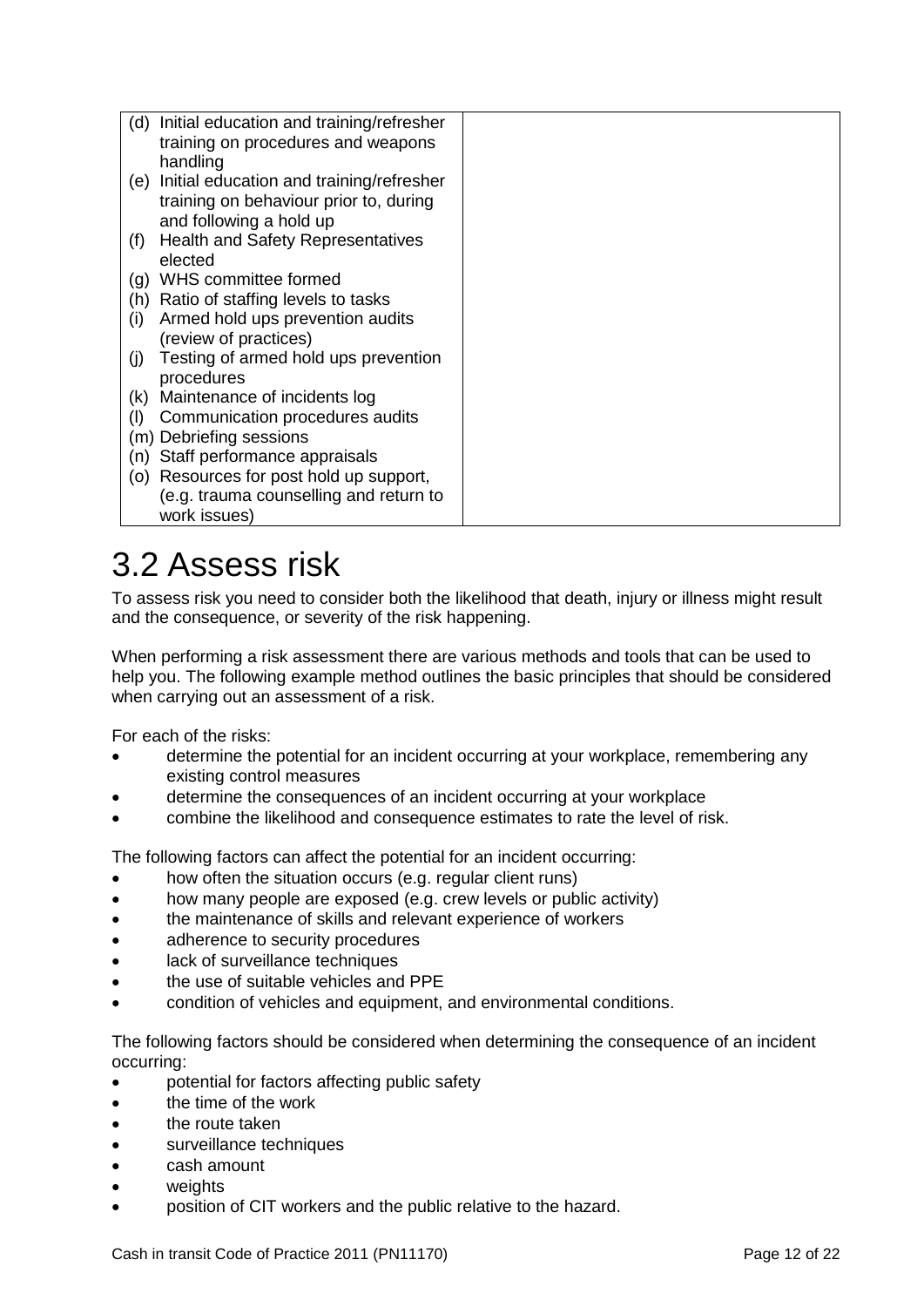| | |
|---|---|
| (d) Initial education and training/refresher training on procedures and weapons handling<br>(e) Initial education and training/refresher training on behaviour prior to, during and following a hold up<br>(f) Health and Safety Representatives elected<br>(g) WHS committee formed<br>(h) Ratio of staffing levels to tasks<br>(i) Armed hold ups prevention audits (review of practices)<br>(j) Testing of armed hold ups prevention procedures<br>(k) Maintenance of incidents log<br>(l) Communication procedures audits<br>(m) Debriefing sessions<br>(n) Staff performance appraisals<br>(o) Resources for post hold up support, (e.g. trauma counselling and return to work issues) | |

# 3.2 Assess risk

To assess risk you need to consider both the likelihood that death, injury or illness might result and the consequence, or severity of the risk happening.

When performing a risk assessment there are various methods and tools that can be used to help you. The following example method outlines the basic principles that should be considered when carrying out an assessment of a risk.

For each of the risks:

- determine the potential for an incident occurring at your workplace, remembering any existing control measures
- determine the consequences of an incident occurring at your workplace
- combine the likelihood and consequence estimates to rate the level of risk.

The following factors can affect the potential for an incident occurring:

- how often the situation occurs (e.g. regular client runs)
- how many people are exposed (e.g. crew levels or public activity)
- the maintenance of skills and relevant experience of workers
- adherence to security procedures
- lack of surveillance techniques
- the use of suitable vehicles and PPE
- condition of vehicles and equipment, and environmental conditions.

The following factors should be considered when determining the consequence of an incident occurring:

- potential for factors affecting public safety
- the time of the work
- the route taken
- surveillance techniques
- cash amount
- weights
- position of CIT workers and the public relative to the hazard.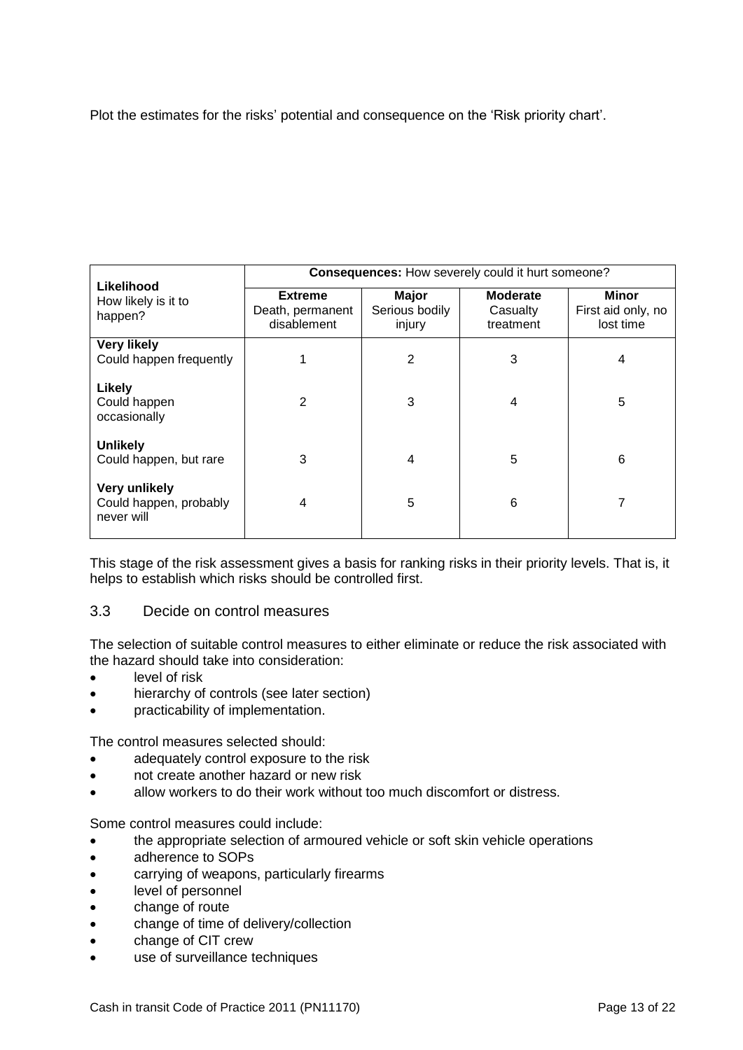Plot the estimates for the risks' potential and consequence on the 'Risk priority chart'.

| **Likelihood** How likely is it to happen? | **Consequences:** How severely could it hurt someone? | | | |
|---|---|---|---|---|
| | **Extreme** Death, permanent disablement | **Major** Serious bodily injury | **Moderate** Casualty treatment | **Minor** First aid only, no lost time |
| **Very likely** Could happen frequently | 1 | 2 | 3 | 4 |
| **Likely** Could happen occasionally | 2 | 3 | 4 | 5 |
| **Unlikely** Could happen, but rare | 3 | 4 | 5 | 6 |
| **Very unlikely** Could happen, probably never will | 4 | 5 | 6 | 7 |

This stage of the risk assessment gives a basis for ranking risks in their priority levels. That is, it helps to establish which risks should be controlled first.

### 3.3 Decide on control measures

The selection of suitable control measures to either eliminate or reduce the risk associated with the hazard should take into consideration:

- level of risk
- hierarchy of controls (see later section)
- practicability of implementation.

The control measures selected should:

- adequately control exposure to the risk
- not create another hazard or new risk
- allow workers to do their work without too much discomfort or distress.

Some control measures could include:

- the appropriate selection of armoured vehicle or soft skin vehicle operations
- adherence to SOPs
- carrying of weapons, particularly firearms
- level of personnel
- change of route
- change of time of delivery/collection
- change of CIT crew
- use of surveillance techniques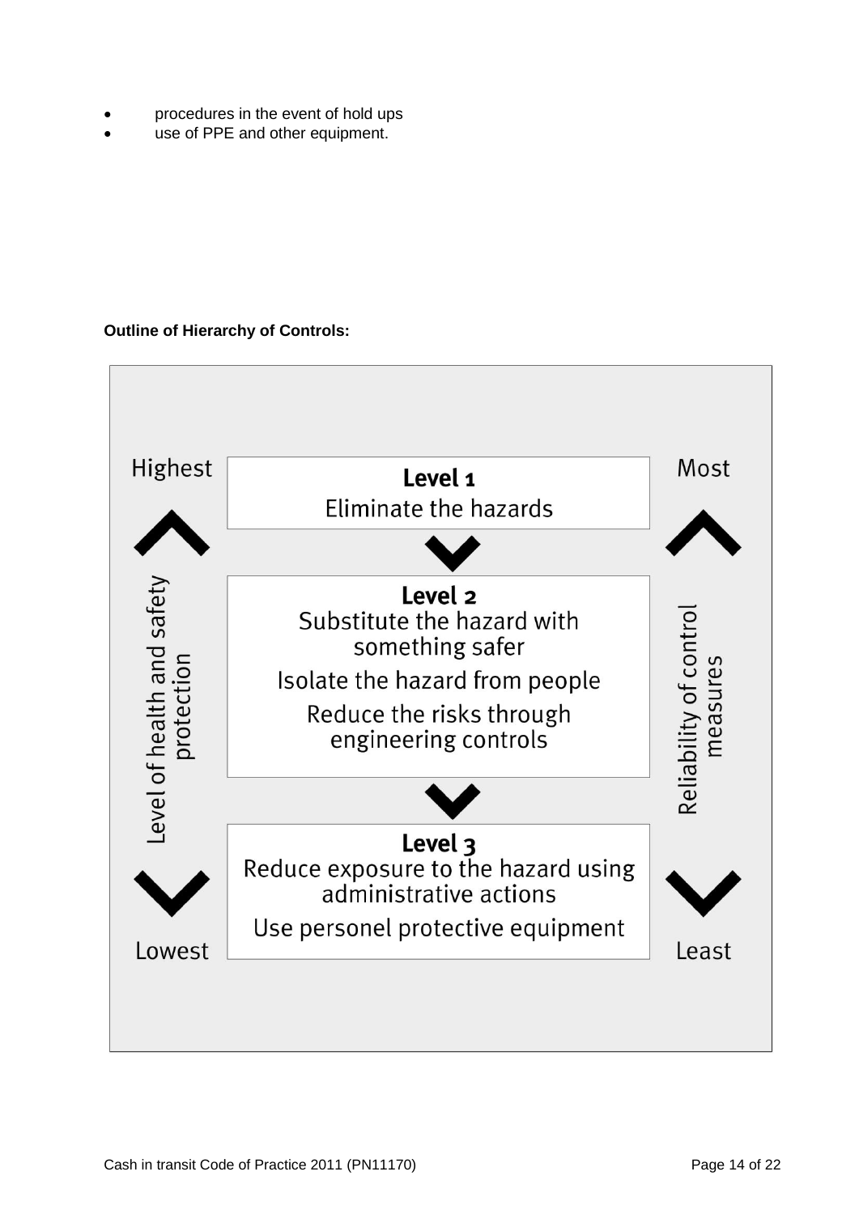- procedures in the event of hold ups
- use of PPE and other equipment.

**Outline of Hierarchy of Controls:**

Highest — Level of health and safety protection — Lowest

Most — Reliability of control measures — Least

**Level 1**
Eliminate the hazards

**Level 2**
Substitute the hazard with something safer

Isolate the hazard from people

Reduce the risks through engineering controls

**Level 3**
Reduce exposure to the hazard using administrative actions

Use personel protective equipment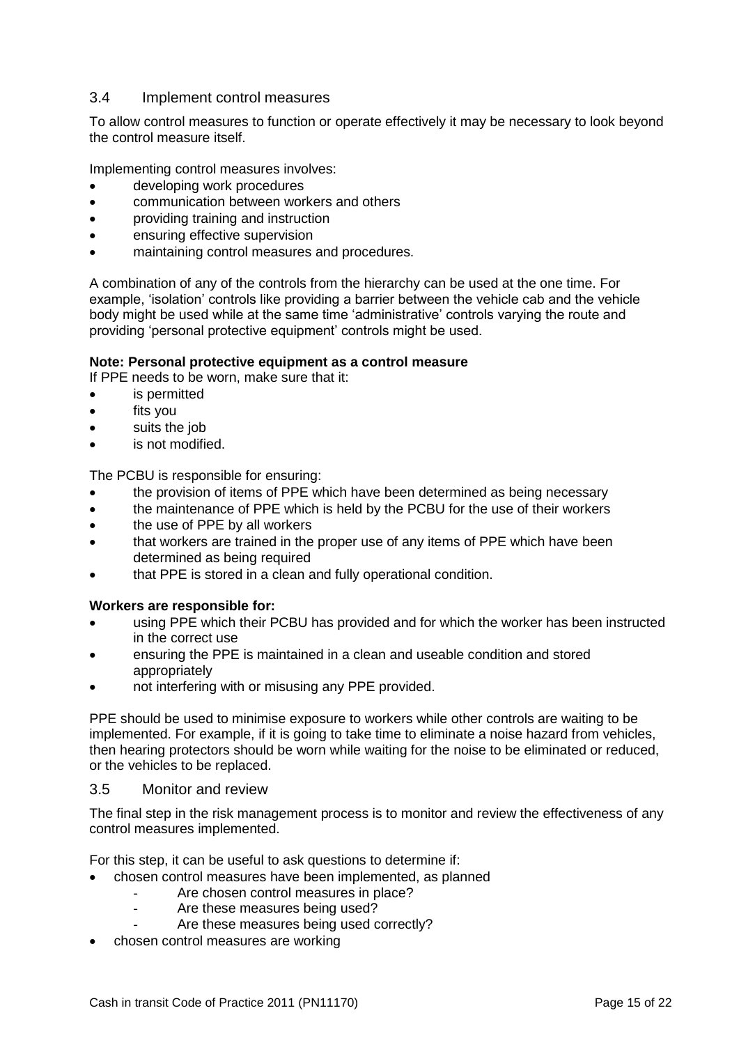## 3.4 Implement control measures

To allow control measures to function or operate effectively it may be necessary to look beyond the control measure itself.

Implementing control measures involves:

- developing work procedures
- communication between workers and others
- providing training and instruction
- ensuring effective supervision
- maintaining control measures and procedures.

A combination of any of the controls from the hierarchy can be used at the one time. For example, 'isolation' controls like providing a barrier between the vehicle cab and the vehicle body might be used while at the same time 'administrative' controls varying the route and providing 'personal protective equipment' controls might be used.

**Note: Personal protective equipment as a control measure**

If PPE needs to be worn, make sure that it:

- is permitted
- fits you
- suits the job
- is not modified.

The PCBU is responsible for ensuring:

- the provision of items of PPE which have been determined as being necessary
- the maintenance of PPE which is held by the PCBU for the use of their workers
- the use of PPE by all workers
- that workers are trained in the proper use of any items of PPE which have been determined as being required
- that PPE is stored in a clean and fully operational condition.

**Workers are responsible for:**

- using PPE which their PCBU has provided and for which the worker has been instructed in the correct use
- ensuring the PPE is maintained in a clean and useable condition and stored appropriately
- not interfering with or misusing any PPE provided.

PPE should be used to minimise exposure to workers while other controls are waiting to be implemented. For example, if it is going to take time to eliminate a noise hazard from vehicles, then hearing protectors should be worn while waiting for the noise to be eliminated or reduced, or the vehicles to be replaced.

## 3.5 Monitor and review

The final step in the risk management process is to monitor and review the effectiveness of any control measures implemented.

For this step, it can be useful to ask questions to determine if:

- chosen control measures have been implemented, as planned
  - Are chosen control measures in place?
  - Are these measures being used?
  - Are these measures being used correctly?
- chosen control measures are working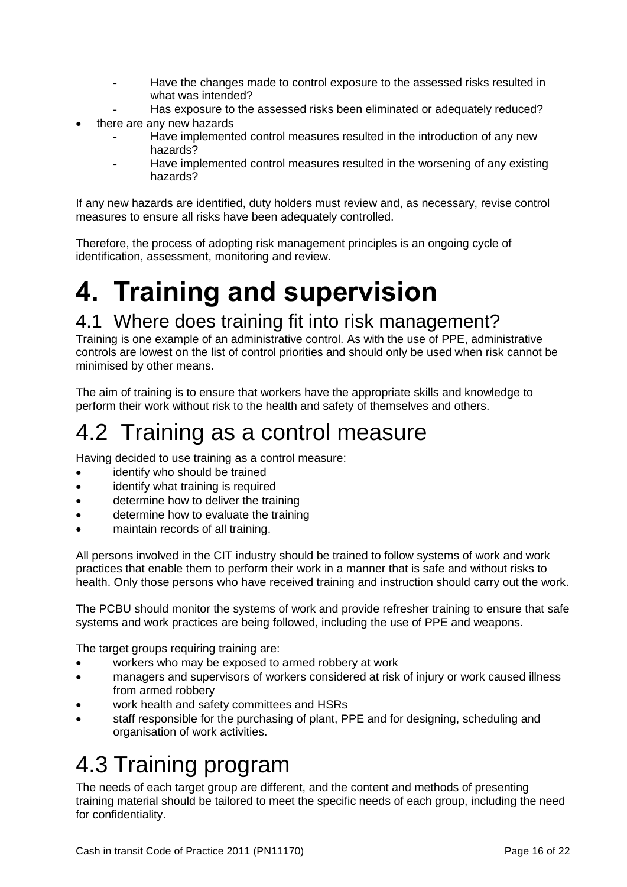- Have the changes made to control exposure to the assessed risks resulted in what was intended?
  - Has exposure to the assessed risks been eliminated or adequately reduced?
- there are any new hazards
  - Have implemented control measures resulted in the introduction of any new hazards?
  - Have implemented control measures resulted in the worsening of any existing hazards?

If any new hazards are identified, duty holders must review and, as necessary, revise control measures to ensure all risks have been adequately controlled.

Therefore, the process of adopting risk management principles is an ongoing cycle of identification, assessment, monitoring and review.

# 4. Training and supervision

## 4.1 Where does training fit into risk management?

Training is one example of an administrative control. As with the use of PPE, administrative controls are lowest on the list of control priorities and should only be used when risk cannot be minimised by other means.

The aim of training is to ensure that workers have the appropriate skills and knowledge to perform their work without risk to the health and safety of themselves and others.

## 4.2 Training as a control measure

Having decided to use training as a control measure:

- identify who should be trained
- identify what training is required
- determine how to deliver the training
- determine how to evaluate the training
- maintain records of all training.

All persons involved in the CIT industry should be trained to follow systems of work and work practices that enable them to perform their work in a manner that is safe and without risks to health. Only those persons who have received training and instruction should carry out the work.

The PCBU should monitor the systems of work and provide refresher training to ensure that safe systems and work practices are being followed, including the use of PPE and weapons.

The target groups requiring training are:

- workers who may be exposed to armed robbery at work
- managers and supervisors of workers considered at risk of injury or work caused illness from armed robbery
- work health and safety committees and HSRs
- staff responsible for the purchasing of plant, PPE and for designing, scheduling and organisation of work activities.

## 4.3 Training program

The needs of each target group are different, and the content and methods of presenting training material should be tailored to meet the specific needs of each group, including the need for confidentiality.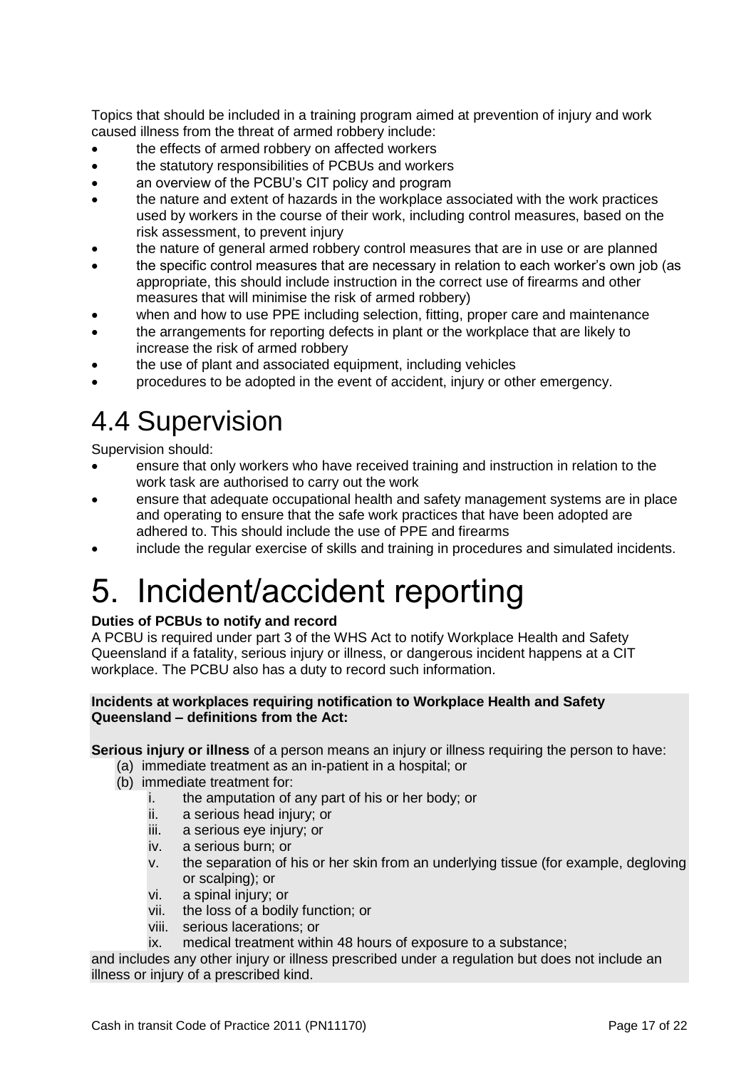Topics that should be included in a training program aimed at prevention of injury and work caused illness from the threat of armed robbery include:

- the effects of armed robbery on affected workers
- the statutory responsibilities of PCBUs and workers
- an overview of the PCBU's CIT policy and program
- the nature and extent of hazards in the workplace associated with the work practices used by workers in the course of their work, including control measures, based on the risk assessment, to prevent injury
- the nature of general armed robbery control measures that are in use or are planned
- the specific control measures that are necessary in relation to each worker's own job (as appropriate, this should include instruction in the correct use of firearms and other measures that will minimise the risk of armed robbery)
- when and how to use PPE including selection, fitting, proper care and maintenance
- the arrangements for reporting defects in plant or the workplace that are likely to increase the risk of armed robbery
- the use of plant and associated equipment, including vehicles
- procedures to be adopted in the event of accident, injury or other emergency.

## 4.4 Supervision

Supervision should:

- ensure that only workers who have received training and instruction in relation to the work task are authorised to carry out the work
- ensure that adequate occupational health and safety management systems are in place and operating to ensure that the safe work practices that have been adopted are adhered to. This should include the use of PPE and firearms
- include the regular exercise of skills and training in procedures and simulated incidents.

# 5. Incident/accident reporting

**Duties of PCBUs to notify and record**

A PCBU is required under part 3 of the WHS Act to notify Workplace Health and Safety Queensland if a fatality, serious injury or illness, or dangerous incident happens at a CIT workplace. The PCBU also has a duty to record such information.

**Incidents at workplaces requiring notification to Workplace Health and Safety Queensland – definitions from the Act:**

**Serious injury or illness** of a person means an injury or illness requiring the person to have:

(a) immediate treatment as an in-patient in a hospital; or
(b) immediate treatment for:
  i. the amputation of any part of his or her body; or
  ii. a serious head injury; or
  iii. a serious eye injury; or
  iv. a serious burn; or
  v. the separation of his or her skin from an underlying tissue (for example, degloving or scalping); or
  vi. a spinal injury; or
  vii. the loss of a bodily function; or
  viii. serious lacerations; or
  ix. medical treatment within 48 hours of exposure to a substance;

and includes any other injury or illness prescribed under a regulation but does not include an illness or injury of a prescribed kind.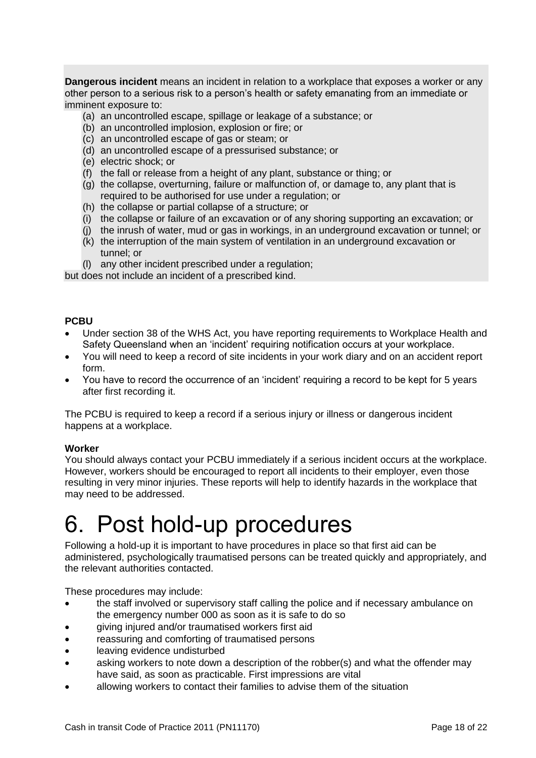**Dangerous incident** means an incident in relation to a workplace that exposes a worker or any other person to a serious risk to a person's health or safety emanating from an immediate or imminent exposure to:

(a) an uncontrolled escape, spillage or leakage of a substance; or
(b) an uncontrolled implosion, explosion or fire; or
(c) an uncontrolled escape of gas or steam; or
(d) an uncontrolled escape of a pressurised substance; or
(e) electric shock; or
(f) the fall or release from a height of any plant, substance or thing; or
(g) the collapse, overturning, failure or malfunction of, or damage to, any plant that is required to be authorised for use under a regulation; or
(h) the collapse or partial collapse of a structure; or
(i) the collapse or failure of an excavation or of any shoring supporting an excavation; or
(j) the inrush of water, mud or gas in workings, in an underground excavation or tunnel; or
(k) the interruption of the main system of ventilation in an underground excavation or tunnel; or
(l) any other incident prescribed under a regulation;

but does not include an incident of a prescribed kind.

**PCBU**

- Under section 38 of the WHS Act, you have reporting requirements to Workplace Health and Safety Queensland when an 'incident' requiring notification occurs at your workplace.
- You will need to keep a record of site incidents in your work diary and on an accident report form.
- You have to record the occurrence of an 'incident' requiring a record to be kept for 5 years after first recording it.

The PCBU is required to keep a record if a serious injury or illness or dangerous incident happens at a workplace.

**Worker**

You should always contact your PCBU immediately if a serious incident occurs at the workplace. However, workers should be encouraged to report all incidents to their employer, even those resulting in very minor injuries. These reports will help to identify hazards in the workplace that may need to be addressed.

# 6. Post hold-up procedures

Following a hold-up it is important to have procedures in place so that first aid can be administered, psychologically traumatised persons can be treated quickly and appropriately, and the relevant authorities contacted.

These procedures may include:

- the staff involved or supervisory staff calling the police and if necessary ambulance on the emergency number 000 as soon as it is safe to do so
- giving injured and/or traumatised workers first aid
- reassuring and comforting of traumatised persons
- leaving evidence undisturbed
- asking workers to note down a description of the robber(s) and what the offender may have said, as soon as practicable. First impressions are vital
- allowing workers to contact their families to advise them of the situation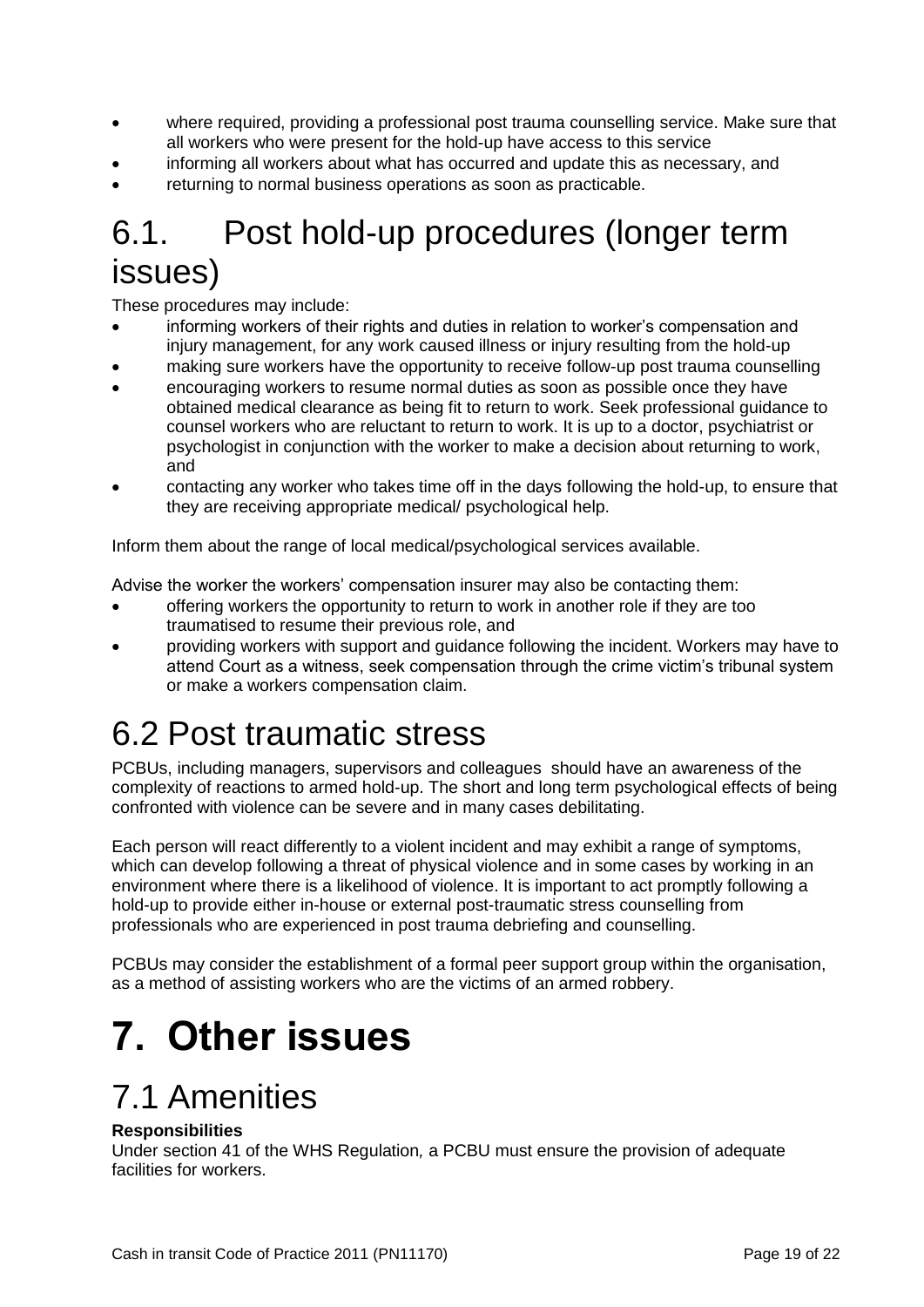- where required, providing a professional post trauma counselling service. Make sure that all workers who were present for the hold-up have access to this service
- informing all workers about what has occurred and update this as necessary, and
- returning to normal business operations as soon as practicable.

## 6.1. Post hold-up procedures (longer term issues)

These procedures may include:

- informing workers of their rights and duties in relation to worker's compensation and injury management, for any work caused illness or injury resulting from the hold-up
- making sure workers have the opportunity to receive follow-up post trauma counselling
- encouraging workers to resume normal duties as soon as possible once they have obtained medical clearance as being fit to return to work. Seek professional guidance to counsel workers who are reluctant to return to work. It is up to a doctor, psychiatrist or psychologist in conjunction with the worker to make a decision about returning to work, and
- contacting any worker who takes time off in the days following the hold-up, to ensure that they are receiving appropriate medical/ psychological help.

Inform them about the range of local medical/psychological services available.

Advise the worker the workers' compensation insurer may also be contacting them:

- offering workers the opportunity to return to work in another role if they are too traumatised to resume their previous role, and
- providing workers with support and guidance following the incident. Workers may have to attend Court as a witness, seek compensation through the crime victim's tribunal system or make a workers compensation claim.

## 6.2 Post traumatic stress

PCBUs, including managers, supervisors and colleagues should have an awareness of the complexity of reactions to armed hold-up. The short and long term psychological effects of being confronted with violence can be severe and in many cases debilitating.

Each person will react differently to a violent incident and may exhibit a range of symptoms, which can develop following a threat of physical violence and in some cases by working in an environment where there is a likelihood of violence. It is important to act promptly following a hold-up to provide either in-house or external post-traumatic stress counselling from professionals who are experienced in post trauma debriefing and counselling.

PCBUs may consider the establishment of a formal peer support group within the organisation, as a method of assisting workers who are the victims of an armed robbery.

# 7. Other issues

## 7.1 Amenities

**Responsibilities**

Under section 41 of the WHS Regulation*,* a PCBU must ensure the provision of adequate facilities for workers.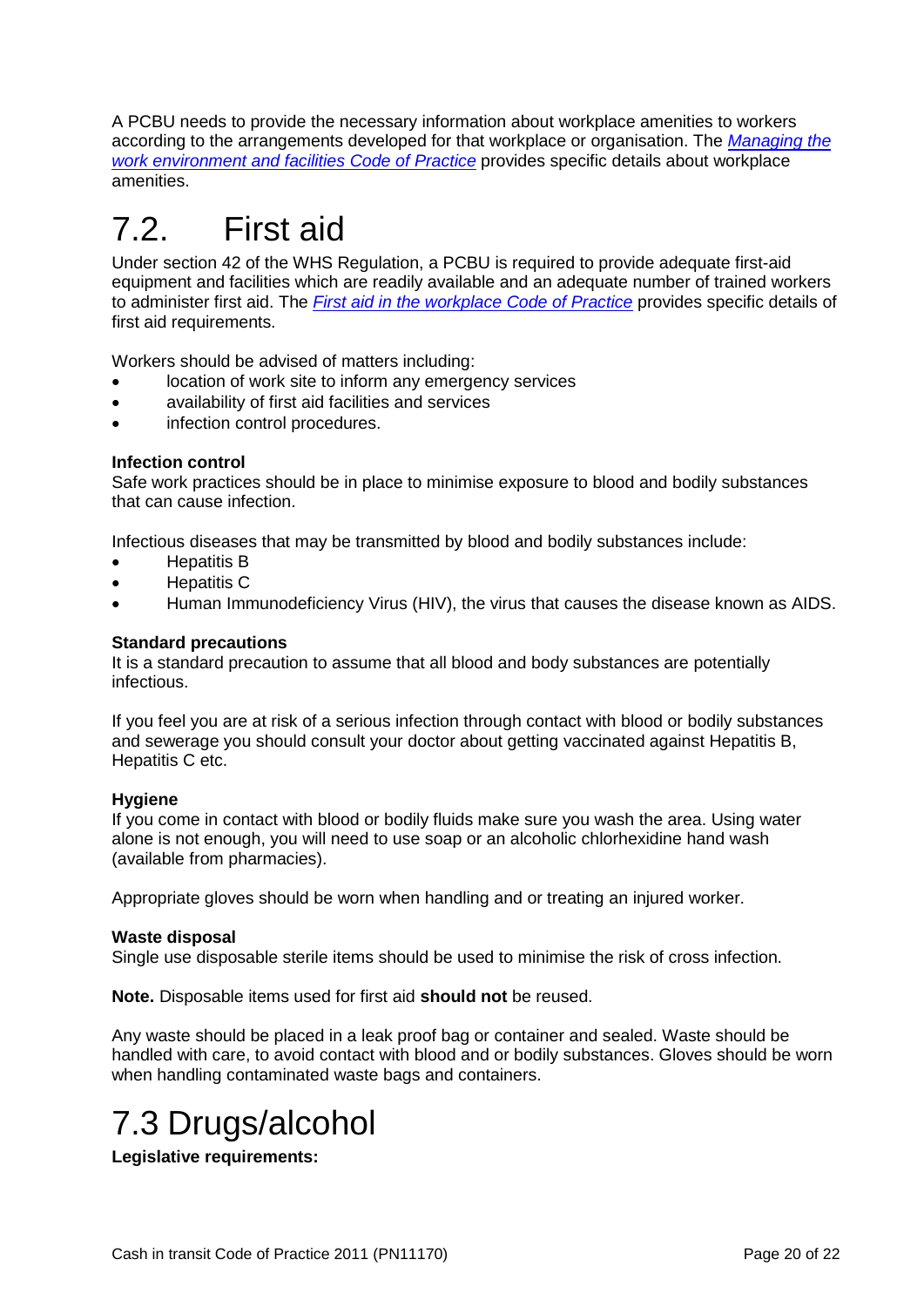A PCBU needs to provide the necessary information about workplace amenities to workers according to the arrangements developed for that workplace or organisation. The *Managing the work environment and facilities Code of Practice* provides specific details about workplace amenities.

## 7.2. First aid

Under section 42 of the WHS Regulation, a PCBU is required to provide adequate first-aid equipment and facilities which are readily available and an adequate number of trained workers to administer first aid. The *First aid in the workplace Code of Practice* provides specific details of first aid requirements.

Workers should be advised of matters including:

- location of work site to inform any emergency services
- availability of first aid facilities and services
- infection control procedures.

**Infection control**

Safe work practices should be in place to minimise exposure to blood and bodily substances that can cause infection.

Infectious diseases that may be transmitted by blood and bodily substances include:

- Hepatitis B
- Hepatitis C
- Human Immunodeficiency Virus (HIV), the virus that causes the disease known as AIDS.

**Standard precautions**

It is a standard precaution to assume that all blood and body substances are potentially infectious.

If you feel you are at risk of a serious infection through contact with blood or bodily substances and sewerage you should consult your doctor about getting vaccinated against Hepatitis B, Hepatitis C etc.

**Hygiene**

If you come in contact with blood or bodily fluids make sure you wash the area. Using water alone is not enough, you will need to use soap or an alcoholic chlorhexidine hand wash (available from pharmacies).

Appropriate gloves should be worn when handling and or treating an injured worker.

**Waste disposal**

Single use disposable sterile items should be used to minimise the risk of cross infection.

**Note.** Disposable items used for first aid **should not** be reused.

Any waste should be placed in a leak proof bag or container and sealed. Waste should be handled with care, to avoid contact with blood and or bodily substances. Gloves should be worn when handling contaminated waste bags and containers.

## 7.3 Drugs/alcohol

**Legislative requirements:**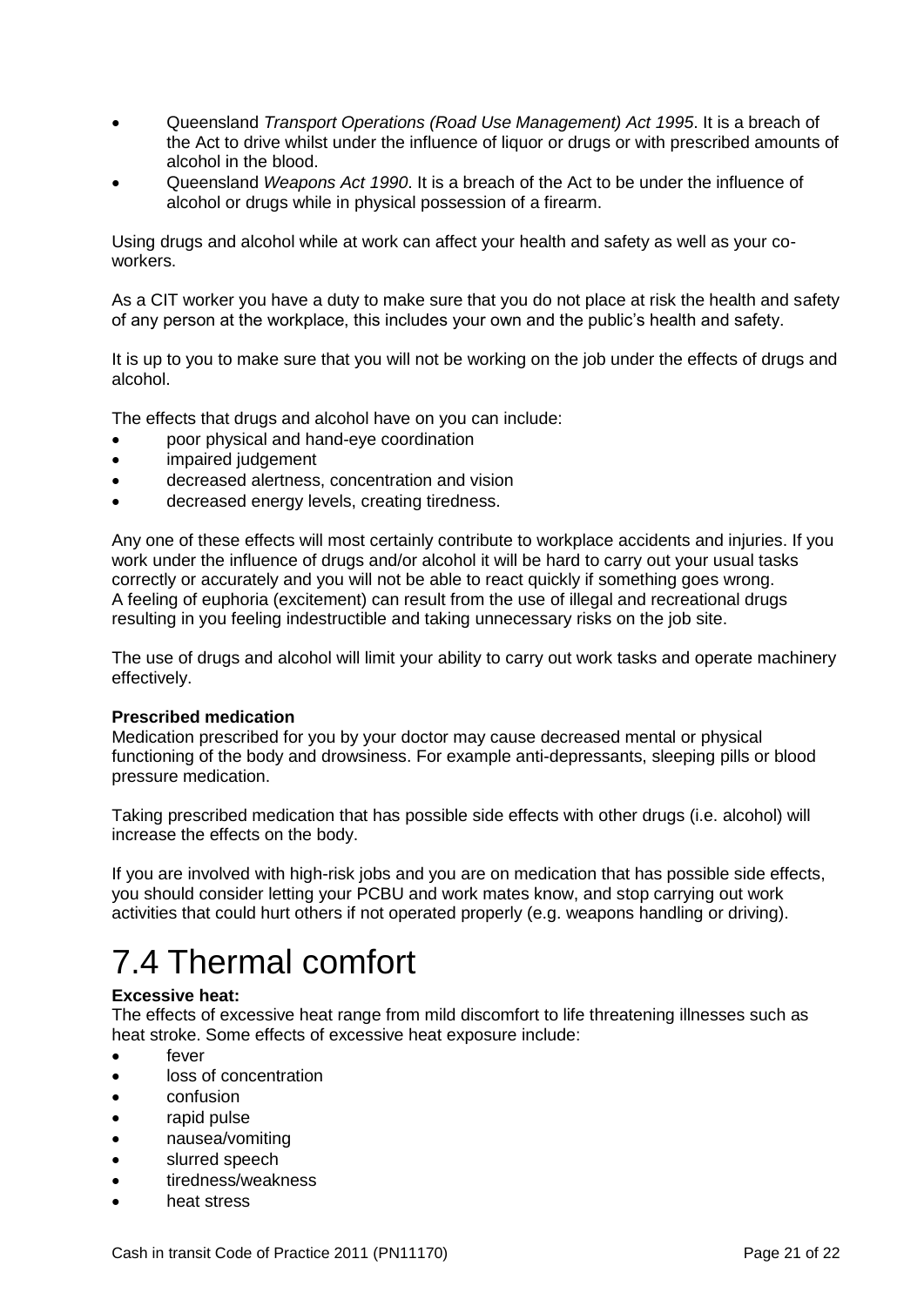- Queensland *Transport Operations (Road Use Management) Act 1995*. It is a breach of the Act to drive whilst under the influence of liquor or drugs or with prescribed amounts of alcohol in the blood.
- Queensland *Weapons Act 1990*. It is a breach of the Act to be under the influence of alcohol or drugs while in physical possession of a firearm.

Using drugs and alcohol while at work can affect your health and safety as well as your co-workers.

As a CIT worker you have a duty to make sure that you do not place at risk the health and safety of any person at the workplace, this includes your own and the public's health and safety.

It is up to you to make sure that you will not be working on the job under the effects of drugs and alcohol.

The effects that drugs and alcohol have on you can include:

- poor physical and hand-eye coordination
- impaired judgement
- decreased alertness, concentration and vision
- decreased energy levels, creating tiredness.

Any one of these effects will most certainly contribute to workplace accidents and injuries. If you work under the influence of drugs and/or alcohol it will be hard to carry out your usual tasks correctly or accurately and you will not be able to react quickly if something goes wrong. A feeling of euphoria (excitement) can result from the use of illegal and recreational drugs resulting in you feeling indestructible and taking unnecessary risks on the job site.

The use of drugs and alcohol will limit your ability to carry out work tasks and operate machinery effectively.

**Prescribed medication**
Medication prescribed for you by your doctor may cause decreased mental or physical functioning of the body and drowsiness. For example anti-depressants, sleeping pills or blood pressure medication.

Taking prescribed medication that has possible side effects with other drugs (i.e. alcohol) will increase the effects on the body.

If you are involved with high-risk jobs and you are on medication that has possible side effects, you should consider letting your PCBU and work mates know, and stop carrying out work activities that could hurt others if not operated properly (e.g. weapons handling or driving).

# 7.4 Thermal comfort

**Excessive heat:**
The effects of excessive heat range from mild discomfort to life threatening illnesses such as heat stroke. Some effects of excessive heat exposure include:

- fever
- loss of concentration
- confusion
- rapid pulse
- nausea/vomiting
- slurred speech
- tiredness/weakness
- heat stress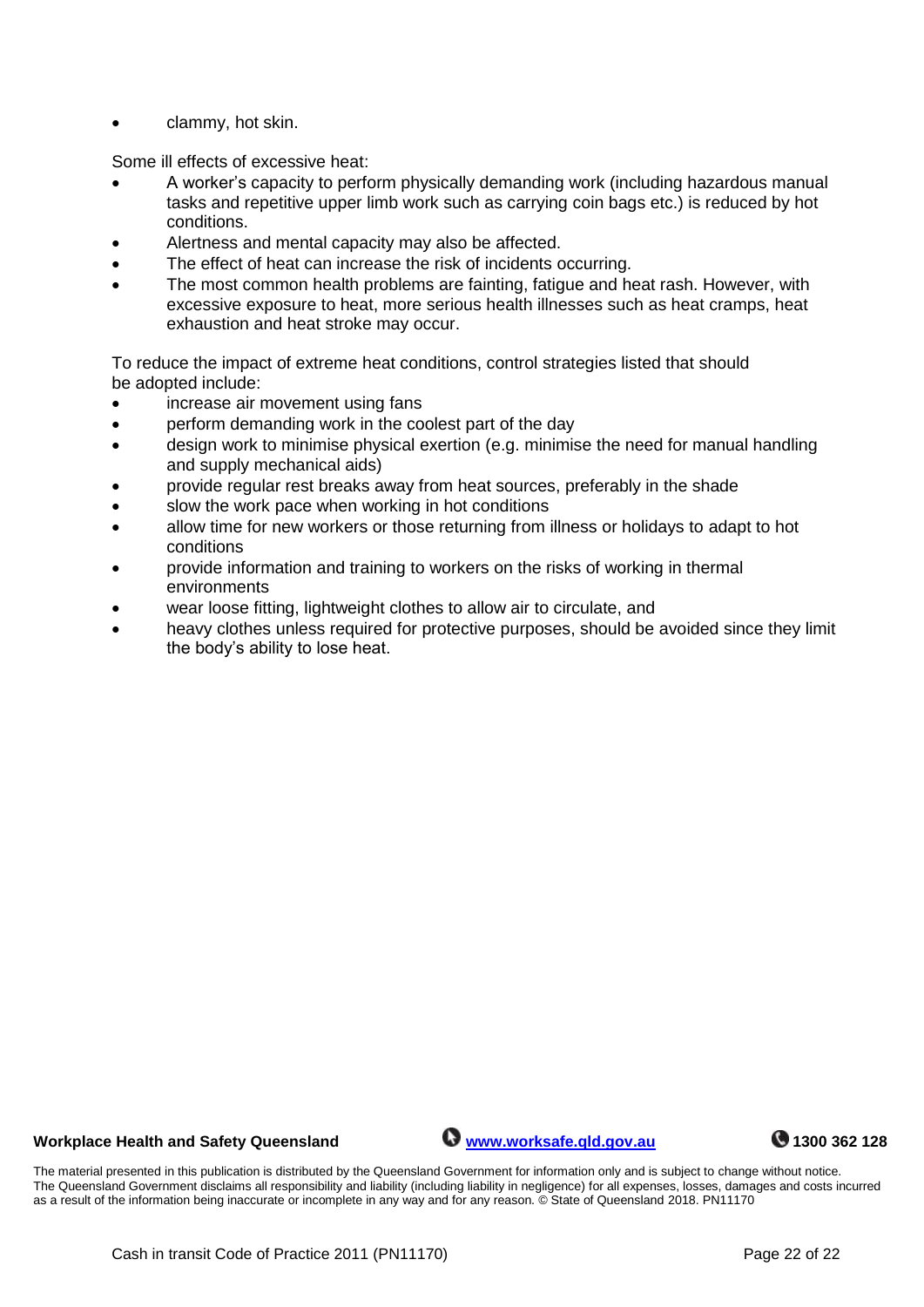- clammy, hot skin.

Some ill effects of excessive heat:

- A worker's capacity to perform physically demanding work (including hazardous manual tasks and repetitive upper limb work such as carrying coin bags etc.) is reduced by hot conditions.
- Alertness and mental capacity may also be affected.
- The effect of heat can increase the risk of incidents occurring.
- The most common health problems are fainting, fatigue and heat rash. However, with excessive exposure to heat, more serious health illnesses such as heat cramps, heat exhaustion and heat stroke may occur.

To reduce the impact of extreme heat conditions, control strategies listed that should be adopted include:

- increase air movement using fans
- perform demanding work in the coolest part of the day
- design work to minimise physical exertion (e.g. minimise the need for manual handling and supply mechanical aids)
- provide regular rest breaks away from heat sources, preferably in the shade
- slow the work pace when working in hot conditions
- allow time for new workers or those returning from illness or holidays to adapt to hot conditions
- provide information and training to workers on the risks of working in thermal environments
- wear loose fitting, lightweight clothes to allow air to circulate, and
- heavy clothes unless required for protective purposes, should be avoided since they limit the body's ability to lose heat.

**Workplace Health and Safety Queensland** [www.worksafe.qld.gov.au](http://www.worksafe.qld.gov.au) **1300 362 128**

The material presented in this publication is distributed by the Queensland Government for information only and is subject to change without notice. The Queensland Government disclaims all responsibility and liability (including liability in negligence) for all expenses, losses, damages and costs incurred as a result of the information being inaccurate or incomplete in any way and for any reason. © State of Queensland 2018. PN11170